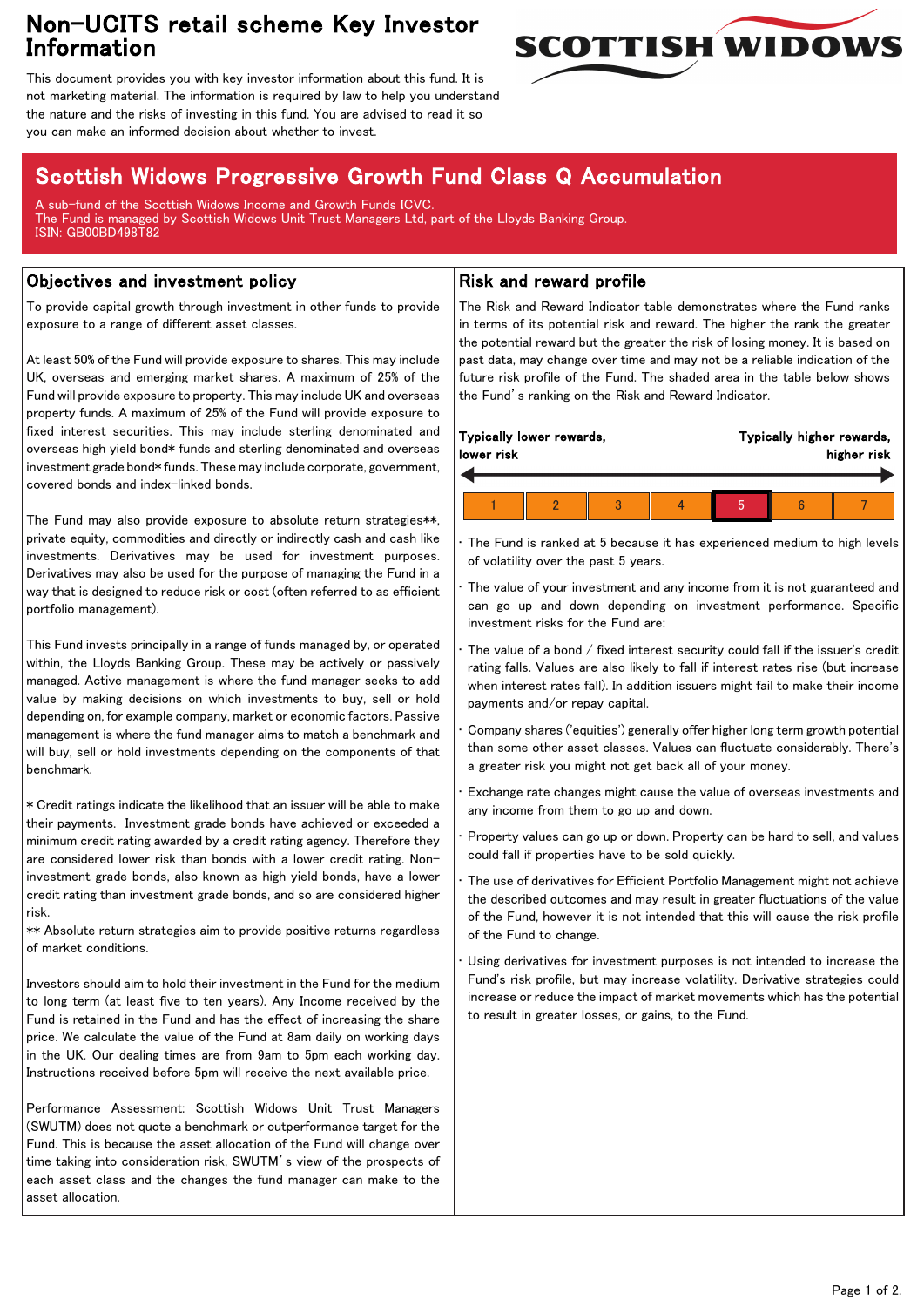# Non-UCITS retail scheme Key Investor Information

This document provides you with key investor information about this fund. It is not marketing material. The information is required by law to help you understand the nature and the risks of investing in this fund. You are advised to read it so you can make an informed decision about whether to invest.

## Scottish Widows Progressive Growth Fund Class Q Accumulation

A sub-fund of the Scottish Widows Income and Growth Funds ICVC.
The Fund is managed by Scottish Widows Unit Trust Managers Ltd, part of the Lloyds Banking Group.
ISIN: GB00BD498T82

### Objectives and investment policy

To provide capital growth through investment in other funds to provide exposure to a range of different asset classes.

At least 50% of the Fund will provide exposure to shares. This may include UK, overseas and emerging market shares. A maximum of 25% of the Fund will provide exposure to property. This may include UK and overseas property funds. A maximum of 25% of the Fund will provide exposure to fixed interest securities. This may include sterling denominated and overseas high yield bond* funds and sterling denominated and overseas investment grade bond* funds. These may include corporate, government, covered bonds and index-linked bonds.

The Fund may also provide exposure to absolute return strategies**, private equity, commodities and directly or indirectly cash and cash like investments. Derivatives may be used for investment purposes. Derivatives may also be used for the purpose of managing the Fund in a way that is designed to reduce risk or cost (often referred to as efficient portfolio management).

This Fund invests principally in a range of funds managed by, or operated within, the Lloyds Banking Group. These may be actively or passively managed. Active management is where the fund manager seeks to add value by making decisions on which investments to buy, sell or hold depending on, for example company, market or economic factors. Passive management is where the fund manager aims to match a benchmark and will buy, sell or hold investments depending on the components of that benchmark.

* Credit ratings indicate the likelihood that an issuer will be able to make their payments. Investment grade bonds have achieved or exceeded a minimum credit rating awarded by a credit rating agency. Therefore they are considered lower risk than bonds with a lower credit rating. Non-investment grade bonds, also known as high yield bonds, have a lower credit rating than investment grade bonds, and so are considered higher risk.
** Absolute return strategies aim to provide positive returns regardless of market conditions.

Investors should aim to hold their investment in the Fund for the medium to long term (at least five to ten years). Any Income received by the Fund is retained in the Fund and has the effect of increasing the share price. We calculate the value of the Fund at 8am daily on working days in the UK. Our dealing times are from 9am to 5pm each working day. Instructions received before 5pm will receive the next available price.

Performance Assessment: Scottish Widows Unit Trust Managers (SWUTM) does not quote a benchmark or outperformance target for the Fund. This is because the asset allocation of the Fund will change over time taking into consideration risk, SWUTM's view of the prospects of each asset class and the changes the fund manager can make to the asset allocation.

### Risk and reward profile

The Risk and Reward Indicator table demonstrates where the Fund ranks in terms of its potential risk and reward. The higher the rank the greater the potential reward but the greater the risk of losing money. It is based on past data, may change over time and may not be a reliable indication of the future risk profile of the Fund. The shaded area in the table below shows the Fund's ranking on the Risk and Reward Indicator.

**Typically lower rewards, lower risk** ← → **Typically higher rewards, higher risk**

| 1 | 2 | 3 | 4 | **5** | 6 | 7 |
|---|---|---|---|---|---|---|

- The Fund is ranked at 5 because it has experienced medium to high levels of volatility over the past 5 years.
- The value of your investment and any income from it is not guaranteed and can go up and down depending on investment performance. Specific investment risks for the Fund are:
- The value of a bond / fixed interest security could fall if the issuer's credit rating falls. Values are also likely to fall if interest rates rise (but increase when interest rates fall). In addition issuers might fail to make their income payments and/or repay capital.
- Company shares ('equities') generally offer higher long term growth potential than some other asset classes. Values can fluctuate considerably. There's a greater risk you might not get back all of your money.
- Exchange rate changes might cause the value of overseas investments and any income from them to go up and down.
- Property values can go up or down. Property can be hard to sell, and values could fall if properties have to be sold quickly.
- The use of derivatives for Efficient Portfolio Management might not achieve the described outcomes and may result in greater fluctuations of the value of the Fund, however it is not intended that this will cause the risk profile of the Fund to change.
- Using derivatives for investment purposes is not intended to increase the Fund's risk profile, but may increase volatility. Derivative strategies could increase or reduce the impact of market movements which has the potential to result in greater losses, or gains, to the Fund.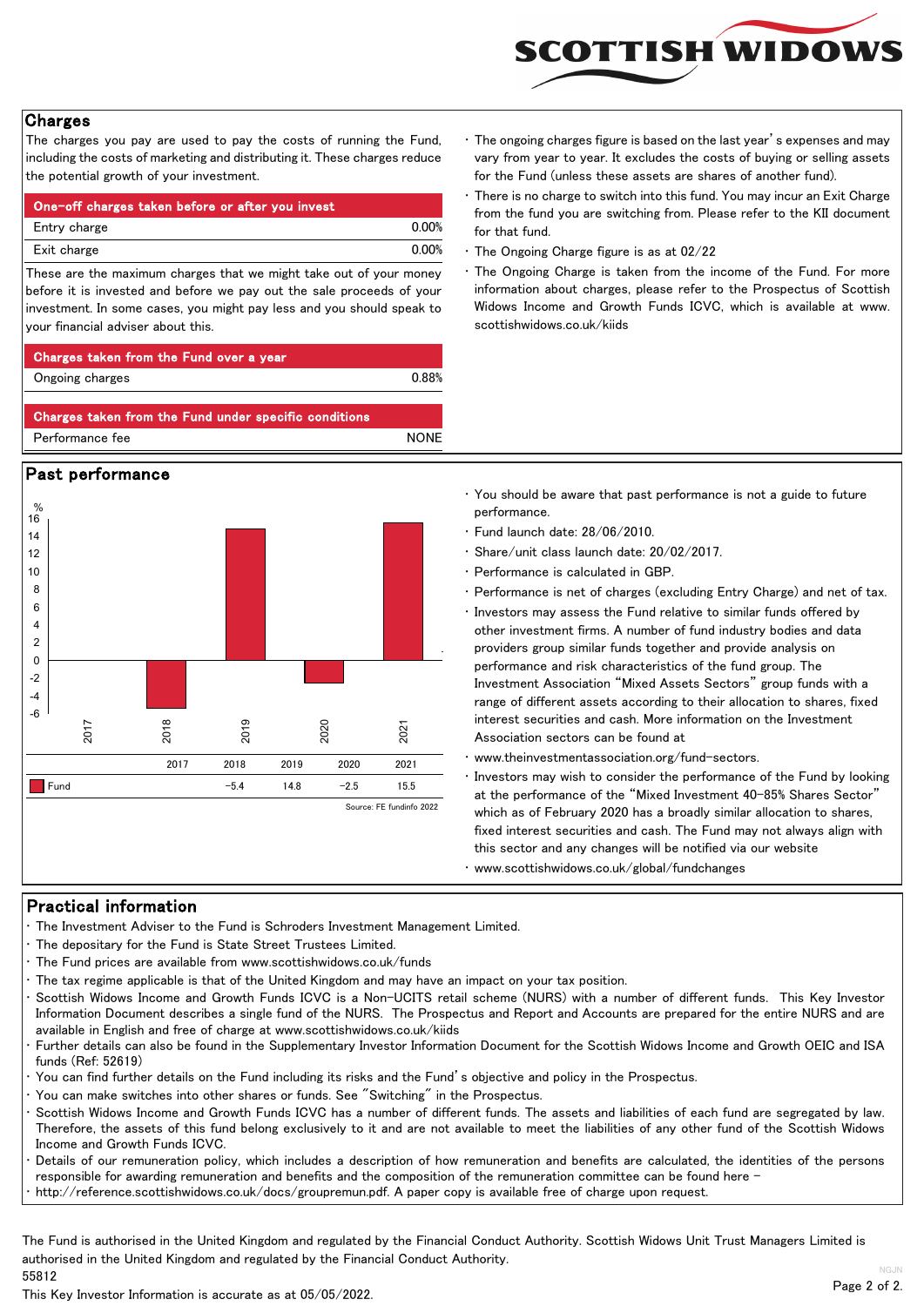## Charges

The charges you pay are used to pay the costs of running the Fund, including the costs of marketing and distributing it. These charges reduce the potential growth of your investment.

| One-off charges taken before or after you invest | |
|---|---|
| Entry charge | 0.00% |
| Exit charge | 0.00% |

These are the maximum charges that we might take out of your money before it is invested and before we pay out the sale proceeds of your investment. In some cases, you might pay less and you should speak to your financial adviser about this.

| Charges taken from the Fund over a year | |
|---|---|
| Ongoing charges | 0.88% |

| Charges taken from the Fund under specific conditions | |
|---|---|
| Performance fee | NONE |

- The ongoing charges figure is based on the last year's expenses and may vary from year to year. It excludes the costs of buying or selling assets for the Fund (unless these assets are shares of another fund).
- There is no charge to switch into this fund. You may incur an Exit Charge from the fund you are switching from. Please refer to the KII document for that fund.
- The Ongoing Charge figure is as at 02/22
- The Ongoing Charge is taken from the income of the Fund. For more information about charges, please refer to the Prospectus of Scottish Widows Income and Growth Funds ICVC, which is available at www.scottishwidows.co.uk/kiids

## Past performance

%
16
14
12
10
8
6
4
2
0
-2
-4
-6

2017 2018 2019 2020 2021

| | 2017 | 2018 | 2019 | 2020 | 2021 |
|---|---|---|---|---|---|
| Fund | | -5.4 | 14.8 | -2.5 | 15.5 |

Source: FE fundinfo 2022

- You should be aware that past performance is not a guide to future performance.
- Fund launch date: 28/06/2010.
- Share/unit class launch date: 20/02/2017.
- Performance is calculated in GBP.
- Performance is net of charges (excluding Entry Charge) and net of tax.
- Investors may assess the Fund relative to similar funds offered by other investment firms. A number of fund industry bodies and data providers group similar funds together and provide analysis on performance and risk characteristics of the fund group. The Investment Association "Mixed Assets Sectors" group funds with a range of different assets according to their allocation to shares, fixed interest securities and cash. More information on the Investment Association sectors can be found at
- www.theinvestmentassociation.org/fund-sectors.
- Investors may wish to consider the performance of the Fund by looking at the performance of the "Mixed Investment 40-85% Shares Sector" which as of February 2020 has a broadly similar allocation to shares, fixed interest securities and cash. The Fund may not always align with this sector and any changes will be notified via our website
- www.scottishwidows.co.uk/global/fundchanges

## Practical information

- The Investment Adviser to the Fund is Schroders Investment Management Limited.
- The depositary for the Fund is State Street Trustees Limited.
- The Fund prices are available from www.scottishwidows.co.uk/funds
- The tax regime applicable is that of the United Kingdom and may have an impact on your tax position.
- Scottish Widows Income and Growth Funds ICVC is a Non-UCITS retail scheme (NURS) with a number of different funds. This Key Investor Information Document describes a single fund of the NURS. The Prospectus and Report and Accounts are prepared for the entire NURS and are available in English and free of charge at www.scottishwidows.co.uk/kiids
- Further details can also be found in the Supplementary Investor Information Document for the Scottish Widows Income and Growth OEIC and ISA funds (Ref: 52619)
- You can find further details on the Fund including its risks and the Fund's objective and policy in the Prospectus.
- You can make switches into other shares or funds. See "Switching" in the Prospectus.
- Scottish Widows Income and Growth Funds ICVC has a number of different funds. The assets and liabilities of each fund are segregated by law. Therefore, the assets of this fund belong exclusively to it and are not available to meet the liabilities of any other fund of the Scottish Widows Income and Growth Funds ICVC.
- Details of our remuneration policy, which includes a description of how remuneration and benefits are calculated, the identities of the persons responsible for awarding remuneration and benefits and the composition of the remuneration committee can be found here –
- http://reference.scottishwidows.co.uk/docs/groupremun.pdf. A paper copy is available free of charge upon request.

The Fund is authorised in the United Kingdom and regulated by the Financial Conduct Authority. Scottish Widows Unit Trust Managers Limited is authorised in the United Kingdom and regulated by the Financial Conduct Authority.
55812
This Key Investor Information is accurate as at 05/05/2022.